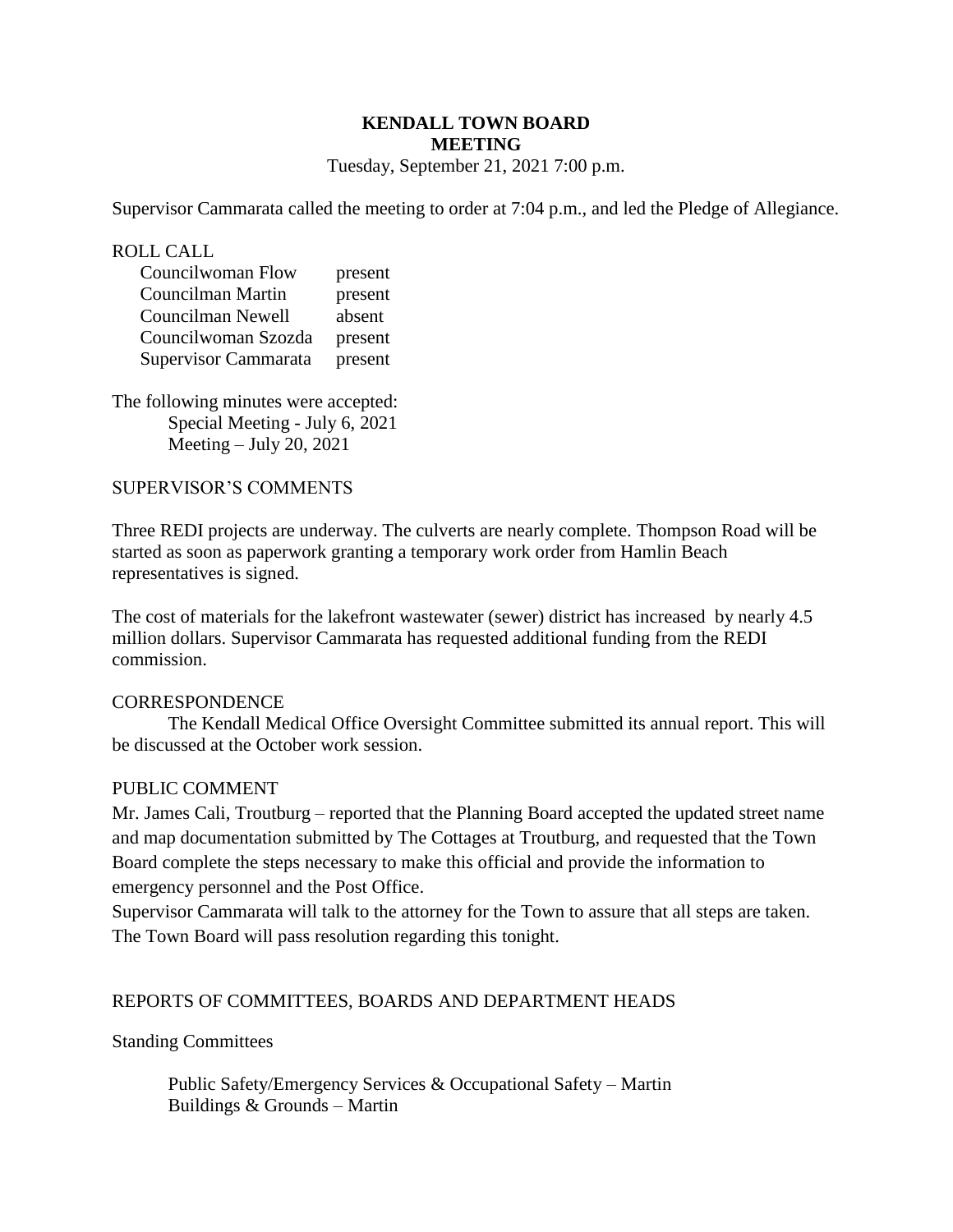# KENDALL TOWN BOARD MEETING

Tuesday, September 21, 2021 7:00 p.m.

Supervisor Cammarata called the meeting to order at 7:04 p.m., and led the Pledge of Allegiance.

ROLL CALL

| | |
|---|---|
| Councilwoman Flow | present |
| Councilman Martin | present |
| Councilman Newell | absent |
| Councilwoman Szozda | present |
| Supervisor Cammarata | present |

The following minutes were accepted:

Special Meeting - July 6, 2021
Meeting – July 20, 2021

SUPERVISOR'S COMMENTS

Three REDI projects are underway. The culverts are nearly complete. Thompson Road will be started as soon as paperwork granting a temporary work order from Hamlin Beach representatives is signed.

The cost of materials for the lakefront wastewater (sewer) district has increased by nearly 4.5 million dollars. Supervisor Cammarata has requested additional funding from the REDI commission.

CORRESPONDENCE

The Kendall Medical Office Oversight Committee submitted its annual report. This will be discussed at the October work session.

PUBLIC COMMENT

Mr. James Cali, Troutburg – reported that the Planning Board accepted the updated street name and map documentation submitted by The Cottages at Troutburg, and requested that the Town Board complete the steps necessary to make this official and provide the information to emergency personnel and the Post Office.

Supervisor Cammarata will talk to the attorney for the Town to assure that all steps are taken. The Town Board will pass resolution regarding this tonight.

REPORTS OF COMMITTEES, BOARDS AND DEPARTMENT HEADS

Standing Committees

Public Safety/Emergency Services & Occupational Safety – Martin
Buildings & Grounds – Martin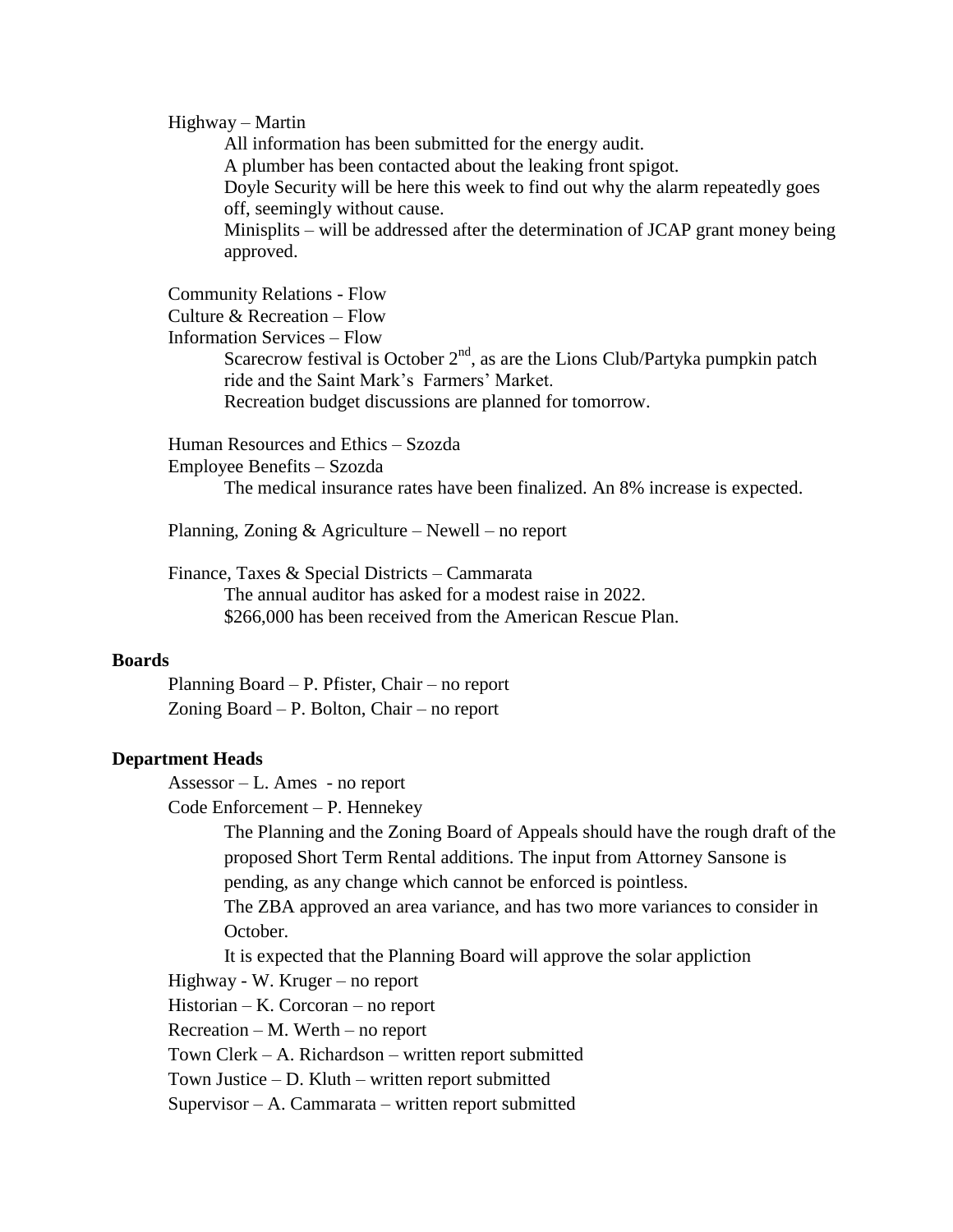Highway – Martin

All information has been submitted for the energy audit.
A plumber has been contacted about the leaking front spigot.
Doyle Security will be here this week to find out why the alarm repeatedly goes off, seemingly without cause.
Minisplits – will be addressed after the determination of JCAP grant money being approved.

Community Relations - Flow
Culture & Recreation – Flow
Information Services – Flow

Scarecrow festival is October 2nd, as are the Lions Club/Partyka pumpkin patch ride and the Saint Mark's Farmers' Market.
Recreation budget discussions are planned for tomorrow.

Human Resources and Ethics – Szozda
Employee Benefits – Szozda

The medical insurance rates have been finalized. An 8% increase is expected.

Planning, Zoning & Agriculture – Newell – no report

Finance, Taxes & Special Districts – Cammarata

The annual auditor has asked for a modest raise in 2022.
$266,000 has been received from the American Rescue Plan.

**Boards**

Planning Board – P. Pfister, Chair – no report
Zoning Board – P. Bolton, Chair – no report

**Department Heads**

Assessor – L. Ames - no report
Code Enforcement – P. Hennekey

The Planning and the Zoning Board of Appeals should have the rough draft of the proposed Short Term Rental additions. The input from Attorney Sansone is pending, as any change which cannot be enforced is pointless.
The ZBA approved an area variance, and has two more variances to consider in October.
It is expected that the Planning Board will approve the solar appliction

Highway - W. Kruger – no report
Historian – K. Corcoran – no report
Recreation – M. Werth – no report
Town Clerk – A. Richardson – written report submitted
Town Justice – D. Kluth – written report submitted
Supervisor – A. Cammarata – written report submitted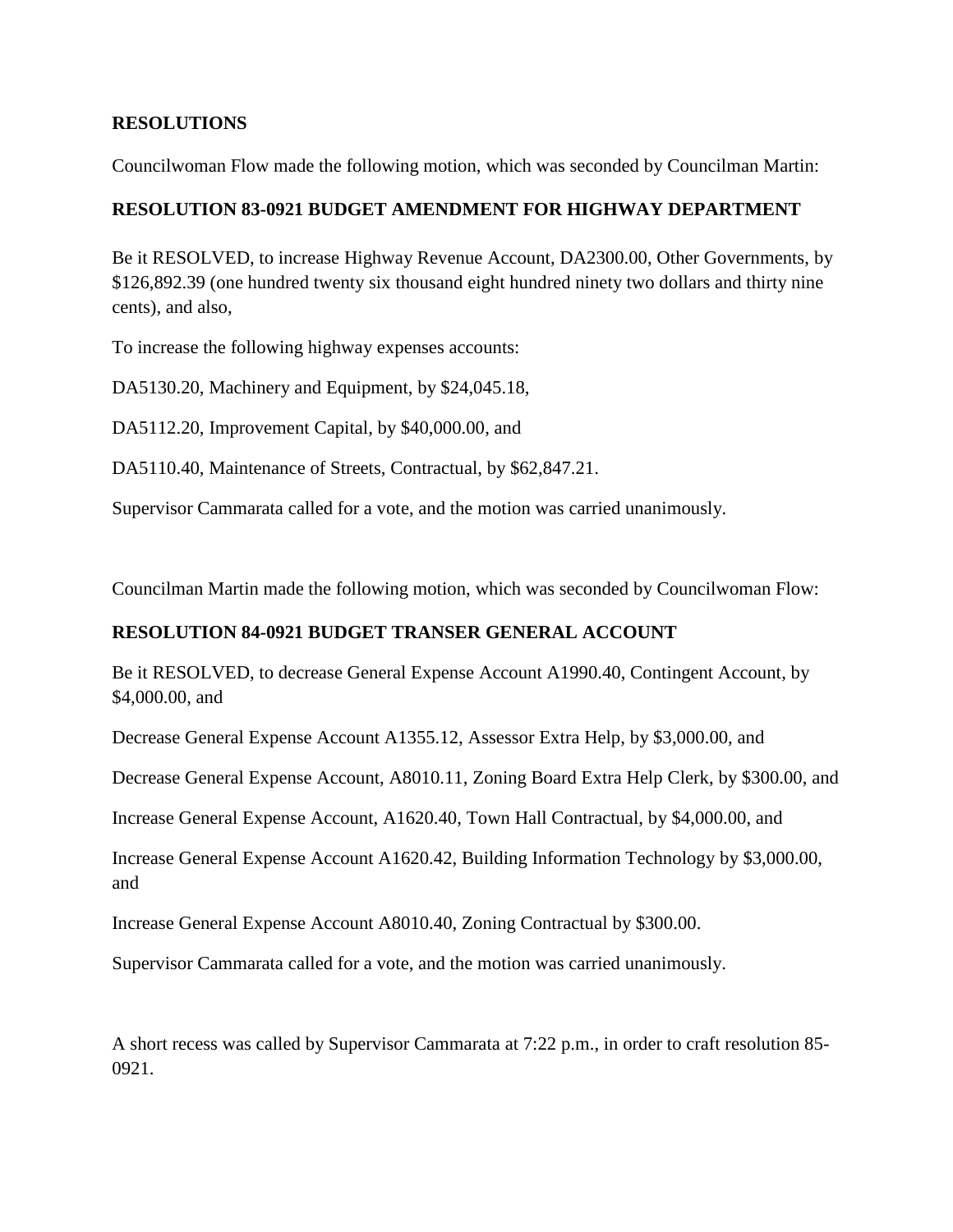**RESOLUTIONS**

Councilwoman Flow made the following motion, which was seconded by Councilman Martin:

**RESOLUTION 83-0921 BUDGET AMENDMENT FOR HIGHWAY DEPARTMENT**

Be it RESOLVED, to increase Highway Revenue Account, DA2300.00, Other Governments, by $126,892.39 (one hundred twenty six thousand eight hundred ninety two dollars and thirty nine cents), and also,

To increase the following highway expenses accounts:

DA5130.20, Machinery and Equipment, by $24,045.18,

DA5112.20, Improvement Capital, by $40,000.00, and

DA5110.40, Maintenance of Streets, Contractual, by $62,847.21.

Supervisor Cammarata called for a vote, and the motion was carried unanimously.

Councilman Martin made the following motion, which was seconded by Councilwoman Flow:

**RESOLUTION 84-0921 BUDGET TRANSER GENERAL ACCOUNT**

Be it RESOLVED, to decrease General Expense Account A1990.40, Contingent Account, by $4,000.00, and

Decrease General Expense Account A1355.12, Assessor Extra Help, by $3,000.00, and

Decrease General Expense Account, A8010.11, Zoning Board Extra Help Clerk, by $300.00, and

Increase General Expense Account, A1620.40, Town Hall Contractual, by $4,000.00, and

Increase General Expense Account A1620.42, Building Information Technology by $3,000.00, and

Increase General Expense Account A8010.40, Zoning Contractual by $300.00.

Supervisor Cammarata called for a vote, and the motion was carried unanimously.

A short recess was called by Supervisor Cammarata at 7:22 p.m., in order to craft resolution 85-0921.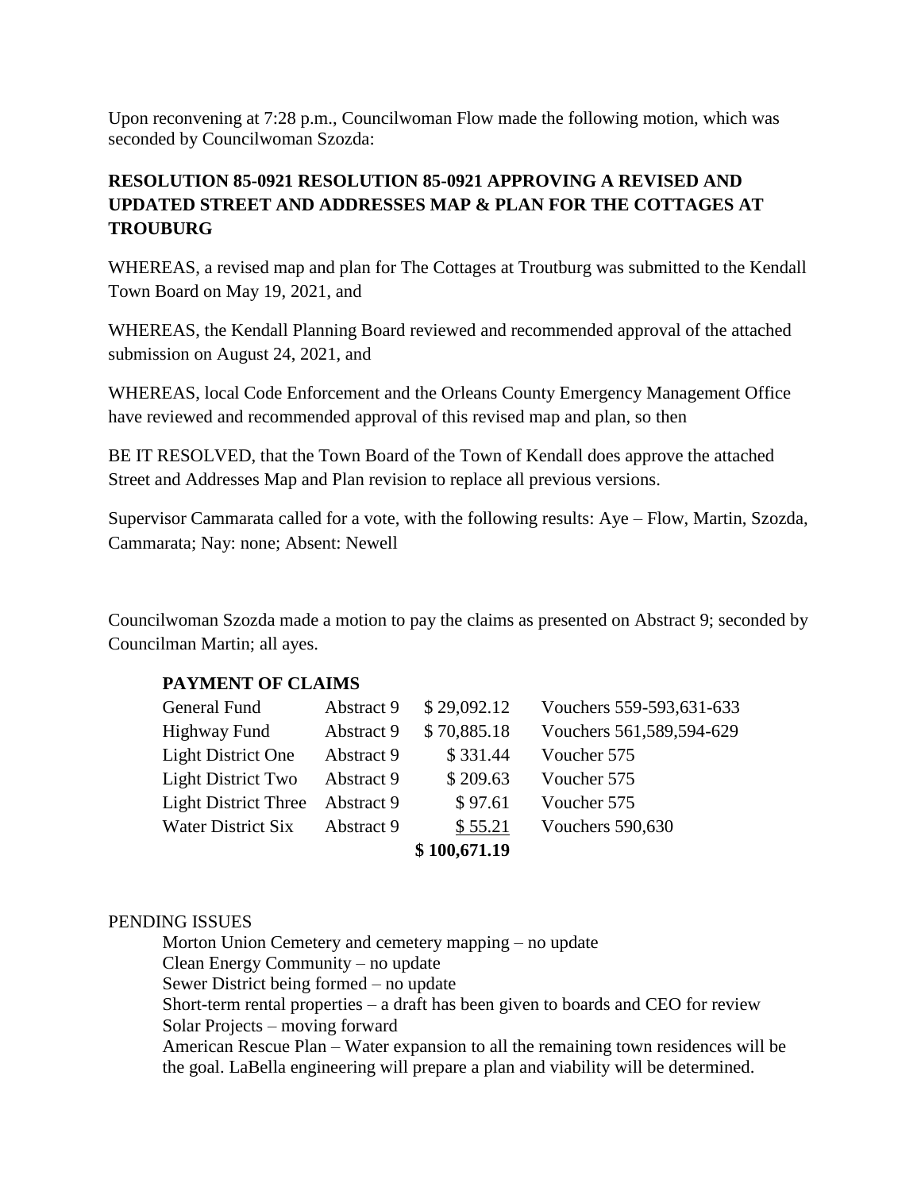Upon reconvening at 7:28 p.m., Councilwoman Flow made the following motion, which was seconded by Councilwoman Szozda:

**RESOLUTION 85-0921 RESOLUTION 85-0921 APPROVING A REVISED AND UPDATED STREET AND ADDRESSES MAP & PLAN FOR THE COTTAGES AT TROUBURG**

WHEREAS, a revised map and plan for The Cottages at Troutburg was submitted to the Kendall Town Board on May 19, 2021, and

WHEREAS, the Kendall Planning Board reviewed and recommended approval of the attached submission on August 24, 2021, and

WHEREAS, local Code Enforcement and the Orleans County Emergency Management Office have reviewed and recommended approval of this revised map and plan, so then

BE IT RESOLVED, that the Town Board of the Town of Kendall does approve the attached Street and Addresses Map and Plan revision to replace all previous versions.

Supervisor Cammarata called for a vote, with the following results: Aye – Flow, Martin, Szozda, Cammarata; Nay: none; Absent: Newell

Councilwoman Szozda made a motion to pay the claims as presented on Abstract 9; seconded by Councilman Martin; all ayes.

**PAYMENT OF CLAIMS**

| | | | |
|---|---|---|---|
| General Fund | Abstract 9 | $ 29,092.12 | Vouchers 559-593,631-633 |
| Highway Fund | Abstract 9 | $ 70,885.18 | Vouchers 561,589,594-629 |
| Light District One | Abstract 9 | $ 331.44 | Voucher 575 |
| Light District Two | Abstract 9 | $ 209.63 | Voucher 575 |
| Light District Three | Abstract 9 | $ 97.61 | Voucher 575 |
| Water District Six | Abstract 9 | $ 55.21 | Vouchers 590,630 |
| | | **$ 100,671.19** | |

PENDING ISSUES

Morton Union Cemetery and cemetery mapping – no update
Clean Energy Community – no update
Sewer District being formed – no update
Short-term rental properties – a draft has been given to boards and CEO for review
Solar Projects – moving forward
American Rescue Plan – Water expansion to all the remaining town residences will be the goal. LaBella engineering will prepare a plan and viability will be determined.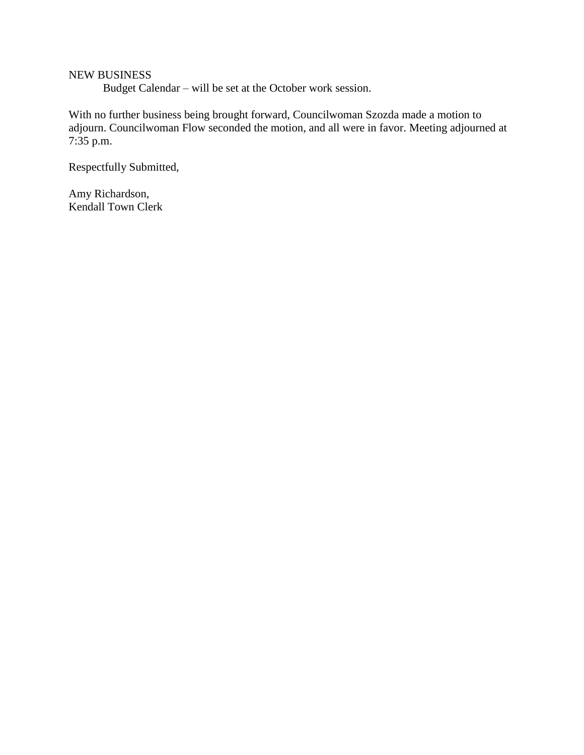NEW BUSINESS

Budget Calendar – will be set at the October work session.

With no further business being brought forward, Councilwoman Szozda made a motion to adjourn. Councilwoman Flow seconded the motion, and all were in favor. Meeting adjourned at 7:35 p.m.

Respectfully Submitted,

Amy Richardson,
Kendall Town Clerk